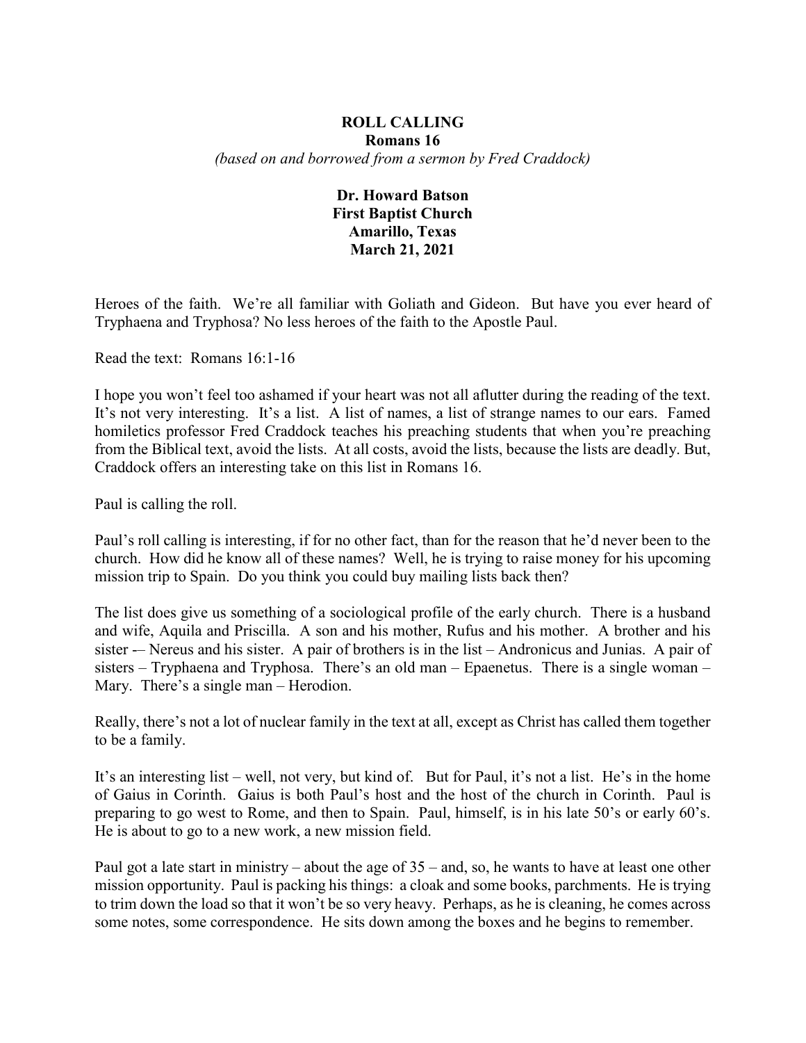# ROLL CALLING

## Romans 16

*(based on and borrowed from a sermon by Fred Craddock)*

**Dr. Howard Batson**
**First Baptist Church**
**Amarillo, Texas**
**March 21, 2021**

Heroes of the faith. We're all familiar with Goliath and Gideon. But have you ever heard of Tryphaena and Tryphosa? No less heroes of the faith to the Apostle Paul.

Read the text: Romans 16:1-16

I hope you won't feel too ashamed if your heart was not all aflutter during the reading of the text. It's not very interesting. It's a list. A list of names, a list of strange names to our ears. Famed homiletics professor Fred Craddock teaches his preaching students that when you're preaching from the Biblical text, avoid the lists. At all costs, avoid the lists, because the lists are deadly. But, Craddock offers an interesting take on this list in Romans 16.

Paul is calling the roll.

Paul's roll calling is interesting, if for no other fact, than for the reason that he'd never been to the church. How did he know all of these names? Well, he is trying to raise money for his upcoming mission trip to Spain. Do you think you could buy mailing lists back then?

The list does give us something of a sociological profile of the early church. There is a husband and wife, Aquila and Priscilla. A son and his mother, Rufus and his mother. A brother and his sister -– Nereus and his sister. A pair of brothers is in the list – Andronicus and Junias. A pair of sisters – Tryphaena and Tryphosa. There's an old man – Epaenetus. There is a single woman – Mary. There's a single man – Herodion.

Really, there's not a lot of nuclear family in the text at all, except as Christ has called them together to be a family.

It's an interesting list – well, not very, but kind of. But for Paul, it's not a list. He's in the home of Gaius in Corinth. Gaius is both Paul's host and the host of the church in Corinth. Paul is preparing to go west to Rome, and then to Spain. Paul, himself, is in his late 50's or early 60's. He is about to go to a new work, a new mission field.

Paul got a late start in ministry – about the age of 35 – and, so, he wants to have at least one other mission opportunity. Paul is packing his things: a cloak and some books, parchments. He is trying to trim down the load so that it won't be so very heavy. Perhaps, as he is cleaning, he comes across some notes, some correspondence. He sits down among the boxes and he begins to remember.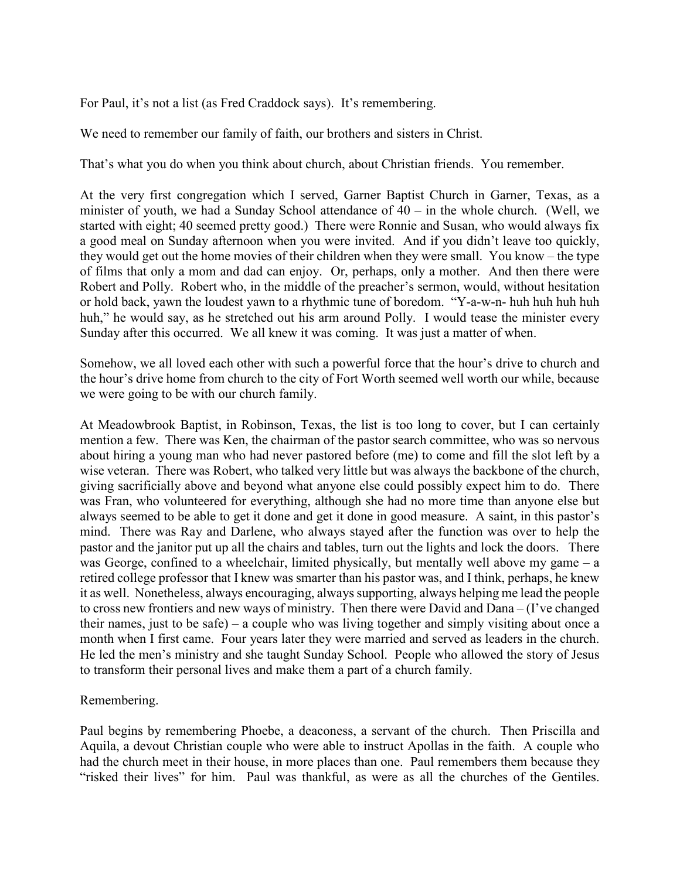For Paul, it's not a list (as Fred Craddock says). It's remembering.

We need to remember our family of faith, our brothers and sisters in Christ.

That's what you do when you think about church, about Christian friends. You remember.

At the very first congregation which I served, Garner Baptist Church in Garner, Texas, as a minister of youth, we had a Sunday School attendance of 40 – in the whole church. (Well, we started with eight; 40 seemed pretty good.) There were Ronnie and Susan, who would always fix a good meal on Sunday afternoon when you were invited. And if you didn't leave too quickly, they would get out the home movies of their children when they were small. You know – the type of films that only a mom and dad can enjoy. Or, perhaps, only a mother. And then there were Robert and Polly. Robert who, in the middle of the preacher's sermon, would, without hesitation or hold back, yawn the loudest yawn to a rhythmic tune of boredom. "Y-a-w-n- huh huh huh huh huh," he would say, as he stretched out his arm around Polly. I would tease the minister every Sunday after this occurred. We all knew it was coming. It was just a matter of when.

Somehow, we all loved each other with such a powerful force that the hour's drive to church and the hour's drive home from church to the city of Fort Worth seemed well worth our while, because we were going to be with our church family.

At Meadowbrook Baptist, in Robinson, Texas, the list is too long to cover, but I can certainly mention a few. There was Ken, the chairman of the pastor search committee, who was so nervous about hiring a young man who had never pastored before (me) to come and fill the slot left by a wise veteran. There was Robert, who talked very little but was always the backbone of the church, giving sacrificially above and beyond what anyone else could possibly expect him to do. There was Fran, who volunteered for everything, although she had no more time than anyone else but always seemed to be able to get it done and get it done in good measure. A saint, in this pastor's mind. There was Ray and Darlene, who always stayed after the function was over to help the pastor and the janitor put up all the chairs and tables, turn out the lights and lock the doors. There was George, confined to a wheelchair, limited physically, but mentally well above my game – a retired college professor that I knew was smarter than his pastor was, and I think, perhaps, he knew it as well. Nonetheless, always encouraging, always supporting, always helping me lead the people to cross new frontiers and new ways of ministry. Then there were David and Dana – (I've changed their names, just to be safe) – a couple who was living together and simply visiting about once a month when I first came. Four years later they were married and served as leaders in the church. He led the men's ministry and she taught Sunday School. People who allowed the story of Jesus to transform their personal lives and make them a part of a church family.

Remembering.

Paul begins by remembering Phoebe, a deaconess, a servant of the church. Then Priscilla and Aquila, a devout Christian couple who were able to instruct Apollas in the faith. A couple who had the church meet in their house, in more places than one. Paul remembers them because they "risked their lives" for him. Paul was thankful, as were as all the churches of the Gentiles.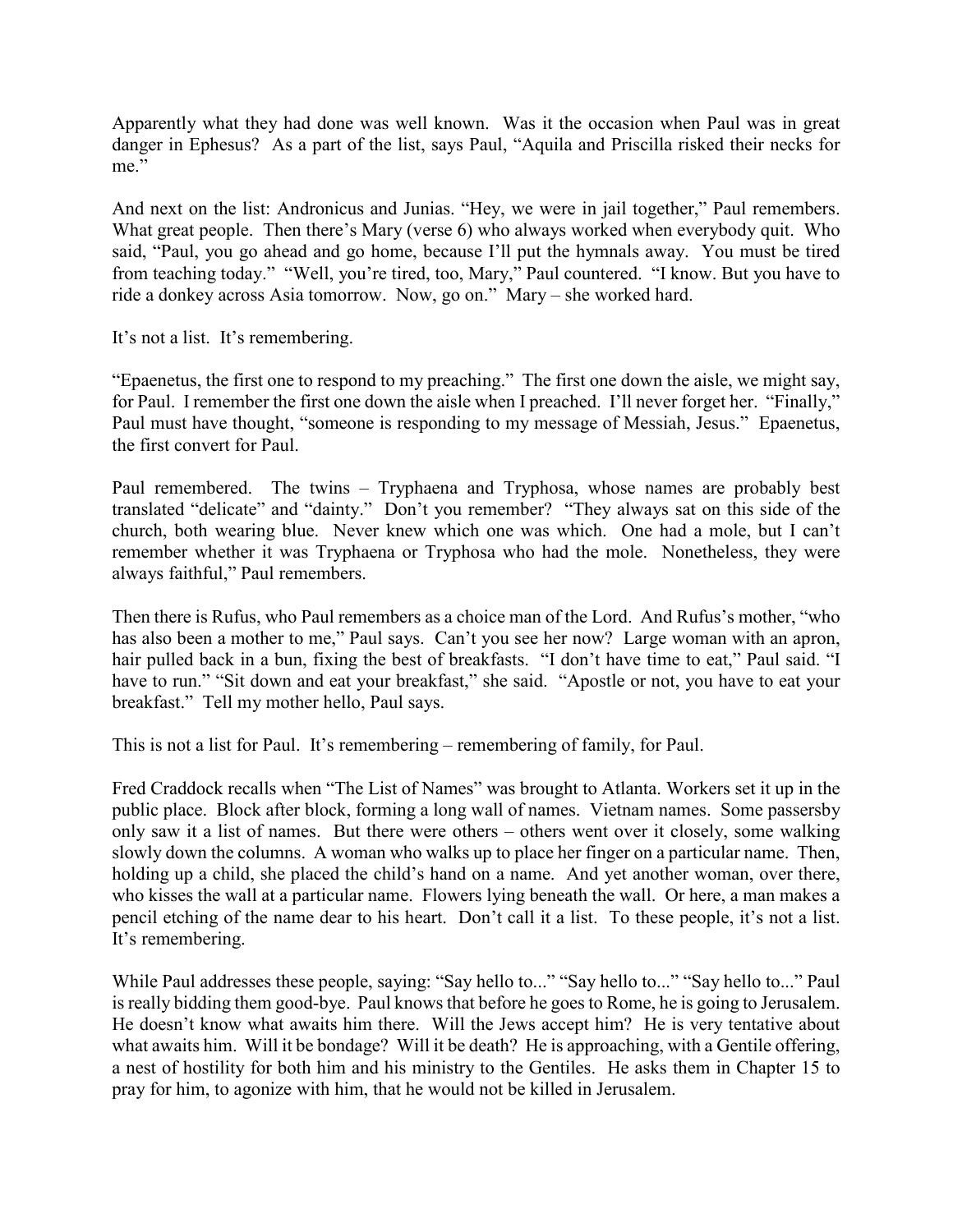Apparently what they had done was well known. Was it the occasion when Paul was in great danger in Ephesus? As a part of the list, says Paul, "Aquila and Priscilla risked their necks for me."

And next on the list: Andronicus and Junias. "Hey, we were in jail together," Paul remembers. What great people. Then there's Mary (verse 6) who always worked when everybody quit. Who said, "Paul, you go ahead and go home, because I'll put the hymnals away. You must be tired from teaching today." "Well, you're tired, too, Mary," Paul countered. "I know. But you have to ride a donkey across Asia tomorrow. Now, go on." Mary – she worked hard.

It's not a list. It's remembering.

"Epaenetus, the first one to respond to my preaching." The first one down the aisle, we might say, for Paul. I remember the first one down the aisle when I preached. I'll never forget her. "Finally," Paul must have thought, "someone is responding to my message of Messiah, Jesus." Epaenetus, the first convert for Paul.

Paul remembered. The twins – Tryphaena and Tryphosa, whose names are probably best translated "delicate" and "dainty." Don't you remember? "They always sat on this side of the church, both wearing blue. Never knew which one was which. One had a mole, but I can't remember whether it was Tryphaena or Tryphosa who had the mole. Nonetheless, they were always faithful," Paul remembers.

Then there is Rufus, who Paul remembers as a choice man of the Lord. And Rufus's mother, "who has also been a mother to me," Paul says. Can't you see her now? Large woman with an apron, hair pulled back in a bun, fixing the best of breakfasts. "I don't have time to eat," Paul said. "I have to run." "Sit down and eat your breakfast," she said. "Apostle or not, you have to eat your breakfast." Tell my mother hello, Paul says.

This is not a list for Paul. It's remembering – remembering of family, for Paul.

Fred Craddock recalls when "The List of Names" was brought to Atlanta. Workers set it up in the public place. Block after block, forming a long wall of names. Vietnam names. Some passersby only saw it a list of names. But there were others – others went over it closely, some walking slowly down the columns. A woman who walks up to place her finger on a particular name. Then, holding up a child, she placed the child's hand on a name. And yet another woman, over there, who kisses the wall at a particular name. Flowers lying beneath the wall. Or here, a man makes a pencil etching of the name dear to his heart. Don't call it a list. To these people, it's not a list. It's remembering.

While Paul addresses these people, saying: "Say hello to..." "Say hello to..." "Say hello to..." Paul is really bidding them good-bye. Paul knows that before he goes to Rome, he is going to Jerusalem. He doesn't know what awaits him there. Will the Jews accept him? He is very tentative about what awaits him. Will it be bondage? Will it be death? He is approaching, with a Gentile offering, a nest of hostility for both him and his ministry to the Gentiles. He asks them in Chapter 15 to pray for him, to agonize with him, that he would not be killed in Jerusalem.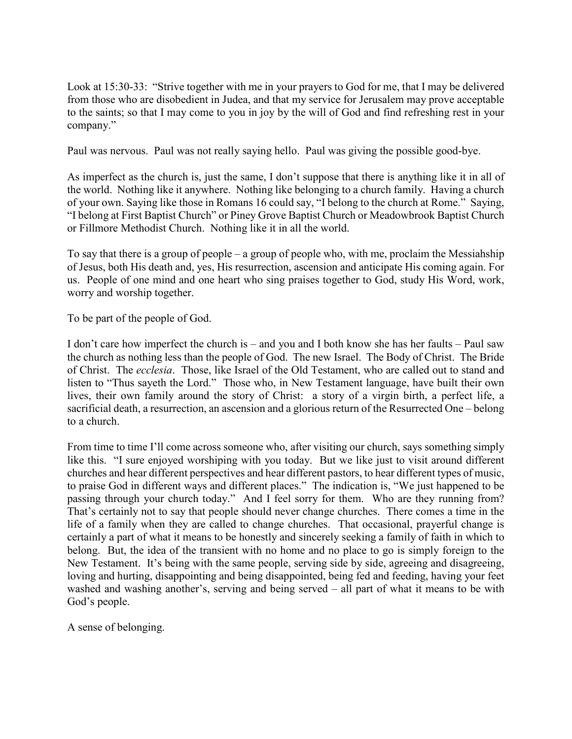Look at 15:30-33: "Strive together with me in your prayers to God for me, that I may be delivered from those who are disobedient in Judea, and that my service for Jerusalem may prove acceptable to the saints; so that I may come to you in joy by the will of God and find refreshing rest in your company."

Paul was nervous. Paul was not really saying hello. Paul was giving the possible good-bye.

As imperfect as the church is, just the same, I don't suppose that there is anything like it in all of the world. Nothing like it anywhere. Nothing like belonging to a church family. Having a church of your own. Saying like those in Romans 16 could say, "I belong to the church at Rome." Saying, "I belong at First Baptist Church" or Piney Grove Baptist Church or Meadowbrook Baptist Church or Fillmore Methodist Church. Nothing like it in all the world.

To say that there is a group of people – a group of people who, with me, proclaim the Messiahship of Jesus, both His death and, yes, His resurrection, ascension and anticipate His coming again. For us. People of one mind and one heart who sing praises together to God, study His Word, work, worry and worship together.

To be part of the people of God.

I don't care how imperfect the church is – and you and I both know she has her faults – Paul saw the church as nothing less than the people of God. The new Israel. The Body of Christ. The Bride of Christ. The *ecclesia*. Those, like Israel of the Old Testament, who are called out to stand and listen to "Thus sayeth the Lord." Those who, in New Testament language, have built their own lives, their own family around the story of Christ: a story of a virgin birth, a perfect life, a sacrificial death, a resurrection, an ascension and a glorious return of the Resurrected One – belong to a church.

From time to time I'll come across someone who, after visiting our church, says something simply like this. "I sure enjoyed worshiping with you today. But we like just to visit around different churches and hear different perspectives and hear different pastors, to hear different types of music, to praise God in different ways and different places." The indication is, "We just happened to be passing through your church today." And I feel sorry for them. Who are they running from? That's certainly not to say that people should never change churches. There comes a time in the life of a family when they are called to change churches. That occasional, prayerful change is certainly a part of what it means to be honestly and sincerely seeking a family of faith in which to belong. But, the idea of the transient with no home and no place to go is simply foreign to the New Testament. It's being with the same people, serving side by side, agreeing and disagreeing, loving and hurting, disappointing and being disappointed, being fed and feeding, having your feet washed and washing another's, serving and being served – all part of what it means to be with God's people.

A sense of belonging.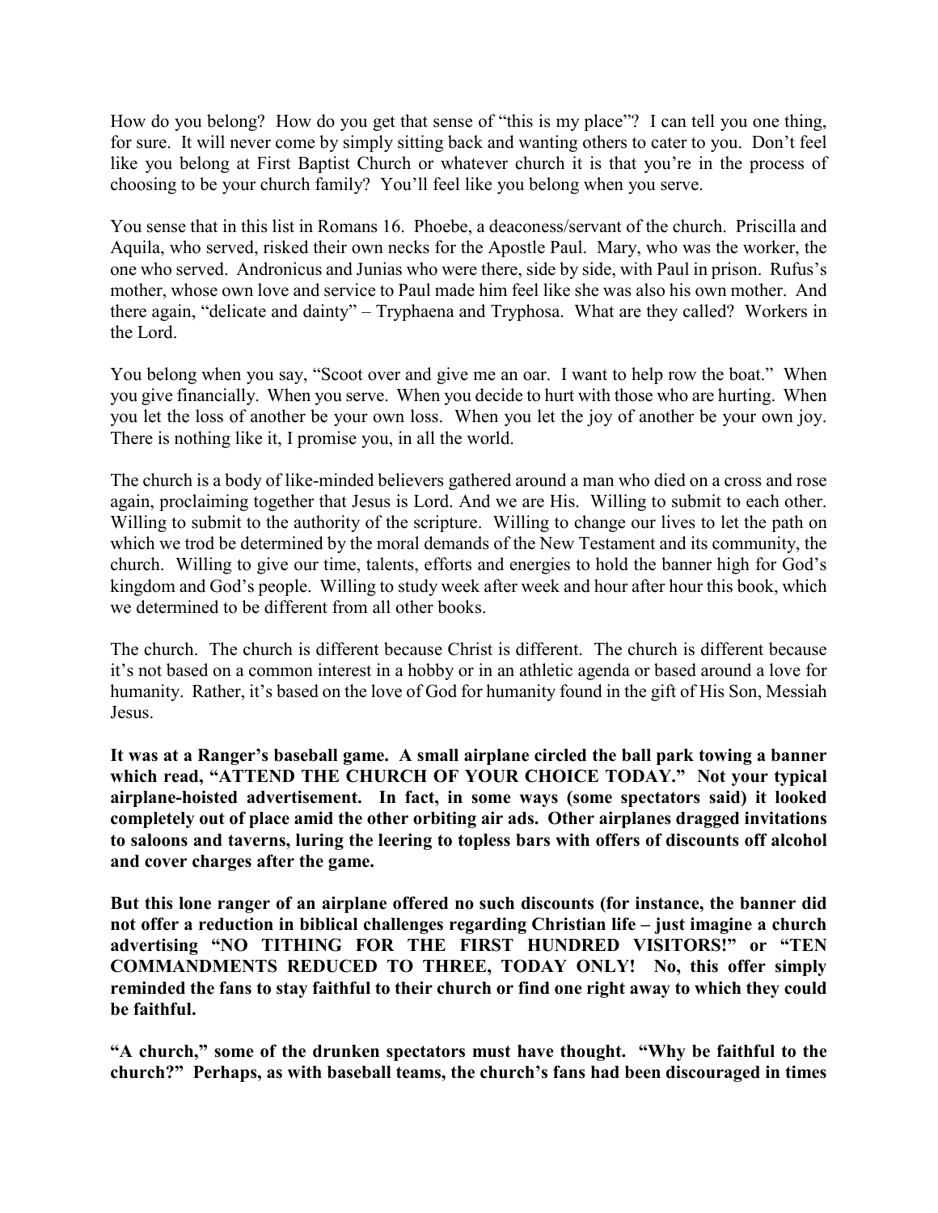How do you belong? How do you get that sense of "this is my place"? I can tell you one thing, for sure. It will never come by simply sitting back and wanting others to cater to you. Don't feel like you belong at First Baptist Church or whatever church it is that you're in the process of choosing to be your church family? You'll feel like you belong when you serve.

You sense that in this list in Romans 16. Phoebe, a deaconess/servant of the church. Priscilla and Aquila, who served, risked their own necks for the Apostle Paul. Mary, who was the worker, the one who served. Andronicus and Junias who were there, side by side, with Paul in prison. Rufus's mother, whose own love and service to Paul made him feel like she was also his own mother. And there again, "delicate and dainty" – Tryphaena and Tryphosa. What are they called? Workers in the Lord.

You belong when you say, "Scoot over and give me an oar. I want to help row the boat." When you give financially. When you serve. When you decide to hurt with those who are hurting. When you let the loss of another be your own loss. When you let the joy of another be your own joy. There is nothing like it, I promise you, in all the world.

The church is a body of like-minded believers gathered around a man who died on a cross and rose again, proclaiming together that Jesus is Lord. And we are His. Willing to submit to each other. Willing to submit to the authority of the scripture. Willing to change our lives to let the path on which we trod be determined by the moral demands of the New Testament and its community, the church. Willing to give our time, talents, efforts and energies to hold the banner high for God's kingdom and God's people. Willing to study week after week and hour after hour this book, which we determined to be different from all other books.

The church. The church is different because Christ is different. The church is different because it's not based on a common interest in a hobby or in an athletic agenda or based around a love for humanity. Rather, it's based on the love of God for humanity found in the gift of His Son, Messiah Jesus.

**It was at a Ranger's baseball game. A small airplane circled the ball park towing a banner which read, "ATTEND THE CHURCH OF YOUR CHOICE TODAY." Not your typical airplane-hoisted advertisement. In fact, in some ways (some spectators said) it looked completely out of place amid the other orbiting air ads. Other airplanes dragged invitations to saloons and taverns, luring the leering to topless bars with offers of discounts off alcohol and cover charges after the game.**

**But this lone ranger of an airplane offered no such discounts (for instance, the banner did not offer a reduction in biblical challenges regarding Christian life – just imagine a church advertising "NO TITHING FOR THE FIRST HUNDRED VISITORS!" or "TEN COMMANDMENTS REDUCED TO THREE, TODAY ONLY! No, this offer simply reminded the fans to stay faithful to their church or find one right away to which they could be faithful.**

**"A church," some of the drunken spectators must have thought. "Why be faithful to the church?" Perhaps, as with baseball teams, the church's fans had been discouraged in times**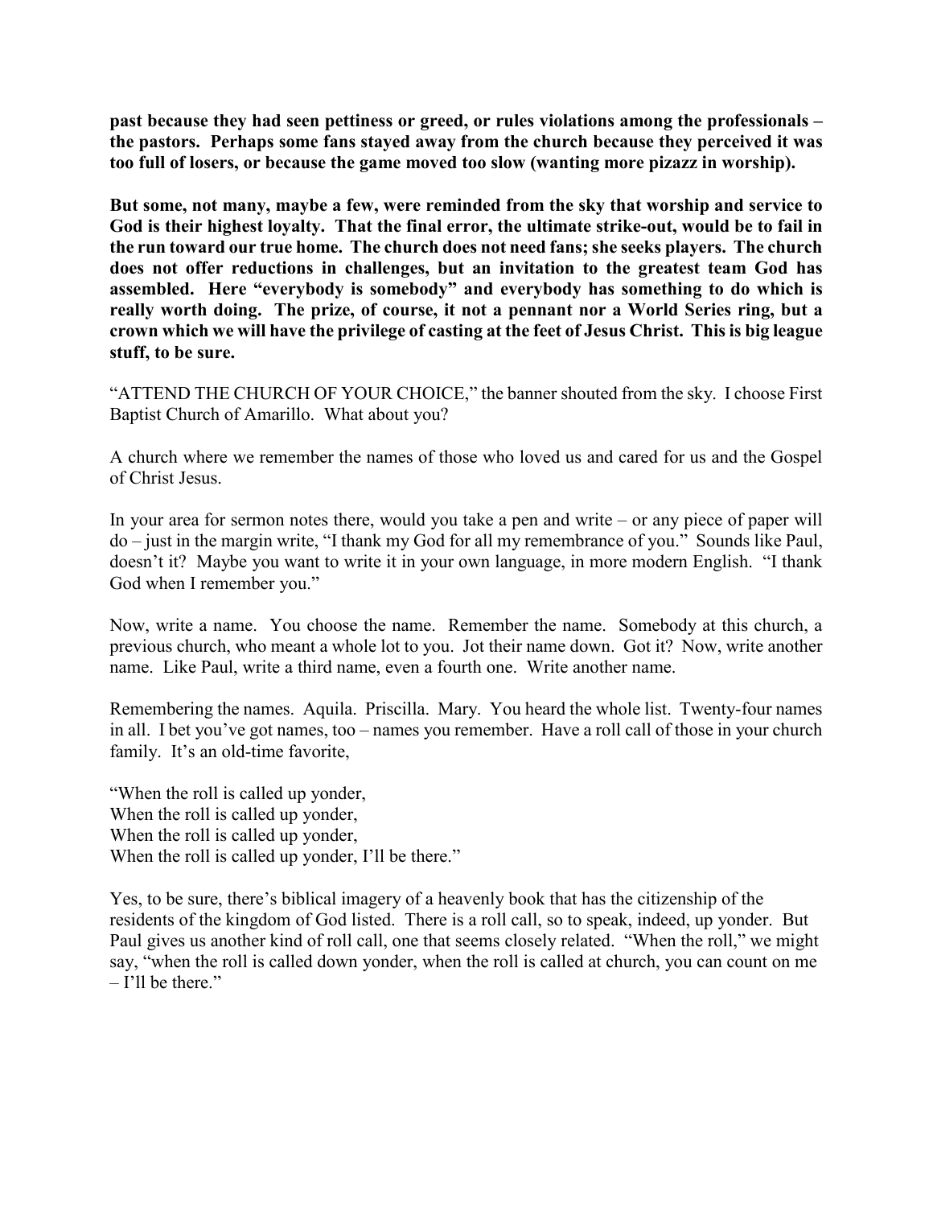**past because they had seen pettiness or greed, or rules violations among the professionals – the pastors. Perhaps some fans stayed away from the church because they perceived it was too full of losers, or because the game moved too slow (wanting more pizazz in worship).**

**But some, not many, maybe a few, were reminded from the sky that worship and service to God is their highest loyalty. That the final error, the ultimate strike-out, would be to fail in the run toward our true home. The church does not need fans; she seeks players. The church does not offer reductions in challenges, but an invitation to the greatest team God has assembled. Here "everybody is somebody" and everybody has something to do which is really worth doing. The prize, of course, it not a pennant nor a World Series ring, but a crown which we will have the privilege of casting at the feet of Jesus Christ. This is big league stuff, to be sure.**

"ATTEND THE CHURCH OF YOUR CHOICE," the banner shouted from the sky. I choose First Baptist Church of Amarillo. What about you?

A church where we remember the names of those who loved us and cared for us and the Gospel of Christ Jesus.

In your area for sermon notes there, would you take a pen and write – or any piece of paper will do – just in the margin write, "I thank my God for all my remembrance of you." Sounds like Paul, doesn't it? Maybe you want to write it in your own language, in more modern English. "I thank God when I remember you."

Now, write a name. You choose the name. Remember the name. Somebody at this church, a previous church, who meant a whole lot to you. Jot their name down. Got it? Now, write another name. Like Paul, write a third name, even a fourth one. Write another name.

Remembering the names. Aquila. Priscilla. Mary. You heard the whole list. Twenty-four names in all. I bet you've got names, too – names you remember. Have a roll call of those in your church family. It's an old-time favorite,

"When the roll is called up yonder,  
When the roll is called up yonder,  
When the roll is called up yonder,  
When the roll is called up yonder, I'll be there."

Yes, to be sure, there's biblical imagery of a heavenly book that has the citizenship of the residents of the kingdom of God listed. There is a roll call, so to speak, indeed, up yonder. But Paul gives us another kind of roll call, one that seems closely related. "When the roll," we might say, "when the roll is called down yonder, when the roll is called at church, you can count on me – I'll be there."